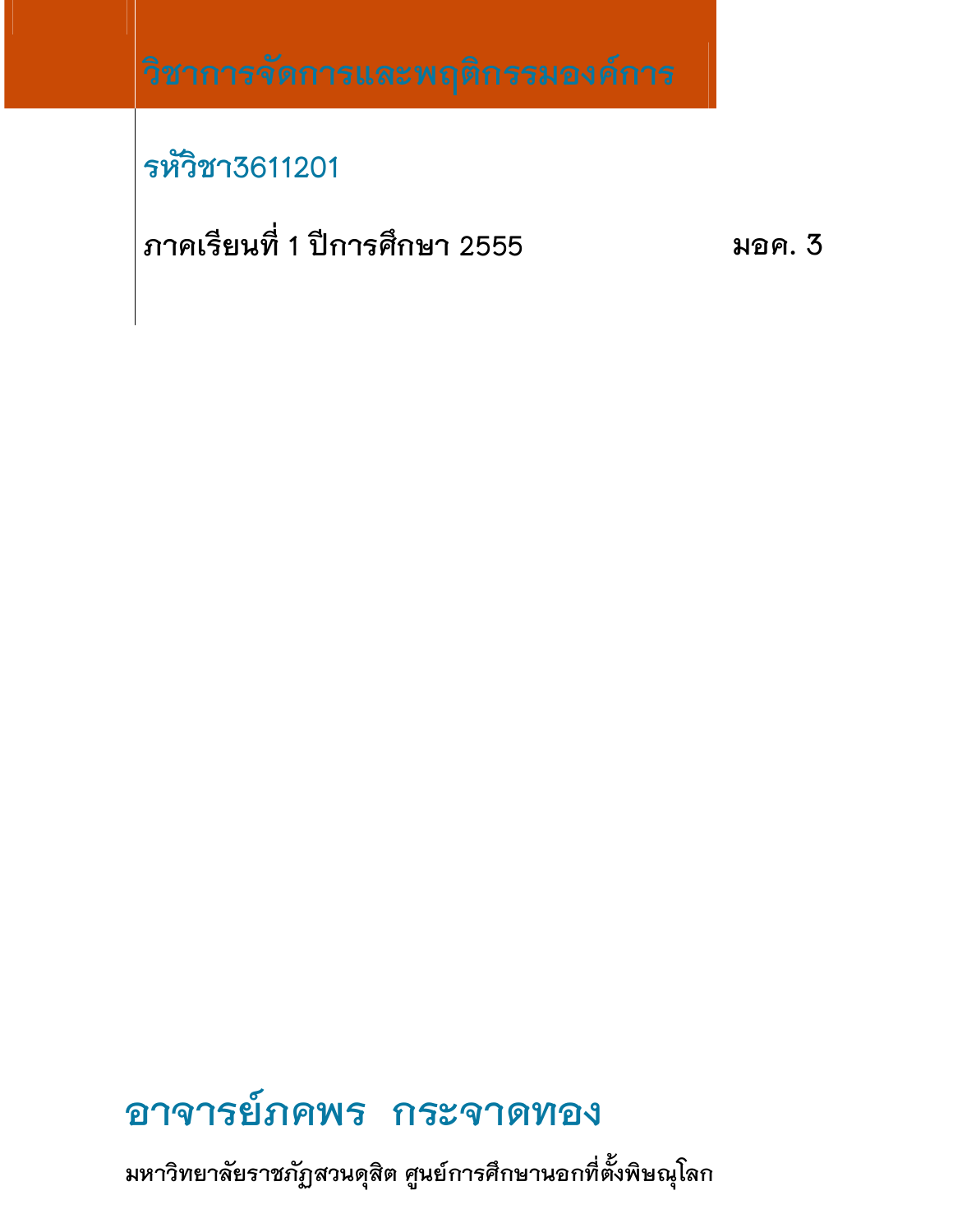# วิชาการจัดการและพฤติกรรมองค์การ

## รหัววิชา3611201

**ภาคเรียนที่ 1 ปีการศึกษา 2555** **มอค. 3**

## อาจารย์ภคพร กระจาดทอง

**มหาวิทยาลัยราชภัฏสวนดุสิต ศูนย์การศึกษานอกที่ตั้งพิษณุโลก**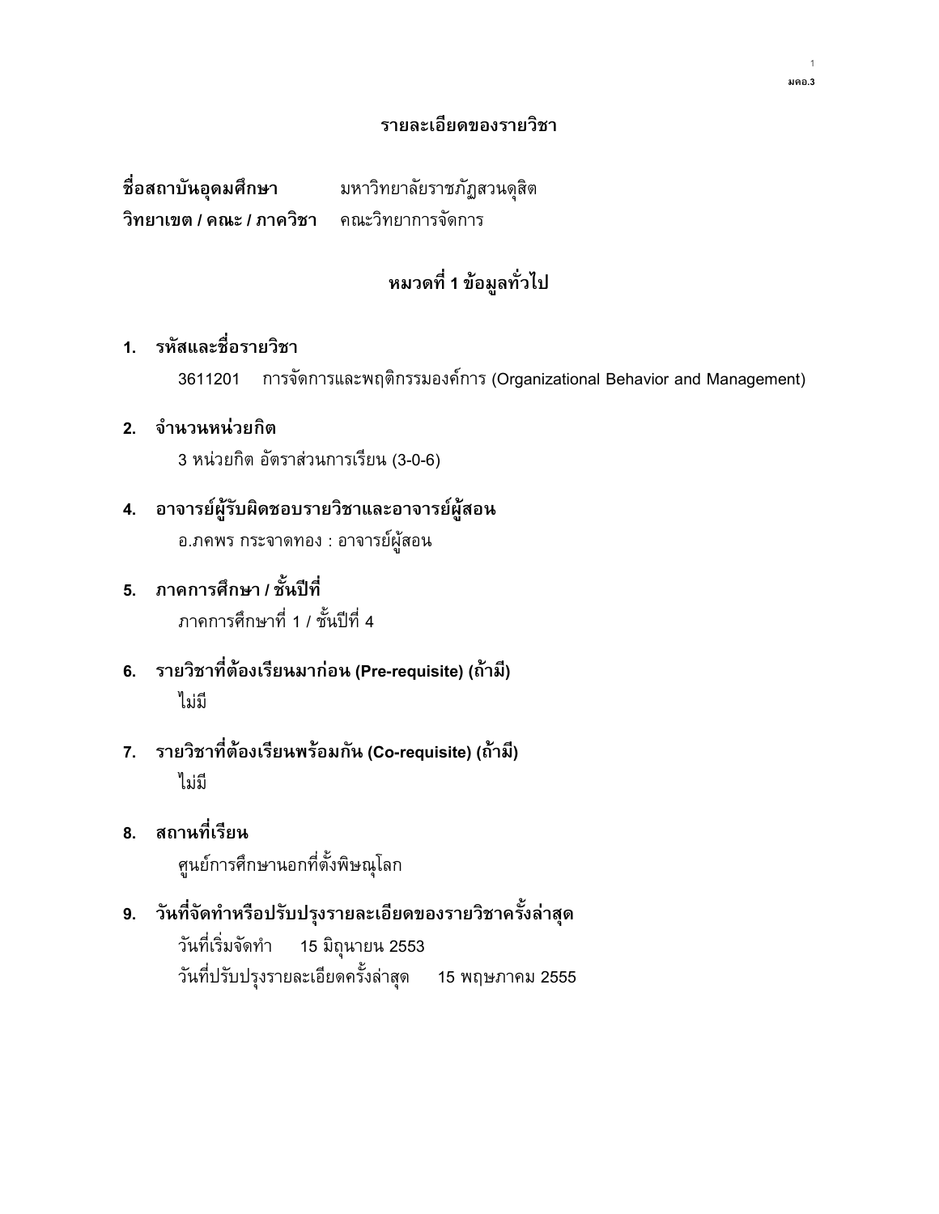# รายละเอียดของรายวิชา

**ชื่อสถาบันอุดมศึกษา** มหาวิทยาลัยราชภัฏสวนดุสิต

**วิทยาเขต / คณะ / ภาควิชา** คณะวิทยาการจัดการ

## หมวดที่ 1 ข้อมูลทั่วไป

**1. รหัสและชื่อรายวิชา**

3611201 การจัดการและพฤติกรรมองค์การ (Organizational Behavior and Management)

**2. จำนวนหน่วยกิต**

3 หน่วยกิต อัตราส่วนการเรียน (3-0-6)

**4. อาจารย์ผู้รับผิดชอบรายวิชาและอาจารย์ผู้สอน**

อ.ภคพร กระจาดทอง : อาจารย์ผู้สอน

**5. ภาคการศึกษา / ชั้นปีที่**

ภาคการศึกษาที่ 1 / ชั้นปีที่ 4

**6. รายวิชาที่ต้องเรียนมาก่อน (Pre-requisite) (ถ้ามี)**

ไม่มี

**7. รายวิชาที่ต้องเรียนพร้อมกัน (Co-requisite) (ถ้ามี)**

ไม่มี

**8. สถานที่เรียน**

ศูนย์การศึกษานอกที่ตั้งพิษณุโลก

**9. วันที่จัดทำหรือปรับปรุงรายละเอียดของรายวิชาครั้งล่าสุด**

วันที่เริ่มจัดทำ 15 มิถุนายน 2553

วันที่ปรับปรุงรายละเอียดครั้งล่าสุด 15 พฤษภาคม 2555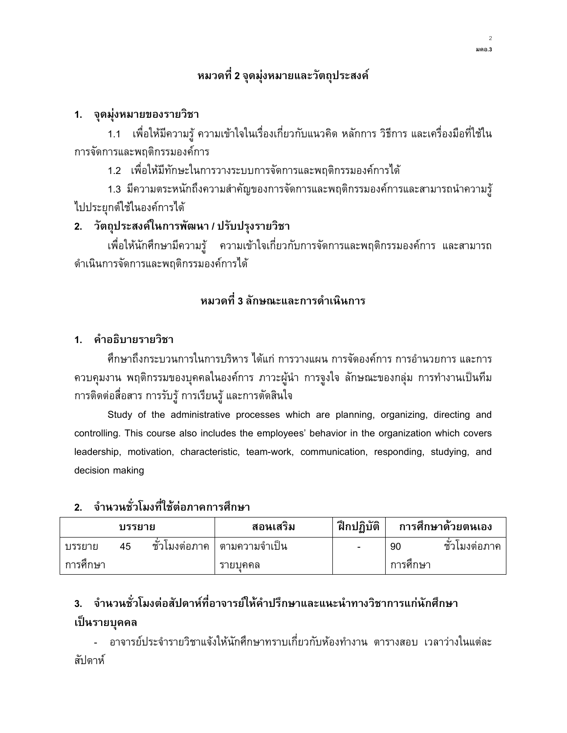## หมวดที่ 2 จุดมุ่งหมายและวัตถุประสงค์

### 1. จุดมุ่งหมายของรายวิชา

1.1 เพื่อให้มีความรู้ ความเข้าใจในเรื่องเกี่ยวกับแนวคิด หลักการ วิธีการ และเครื่องมือที่ใช้ในการจัดการและพฤติกรรมองค์การ

1.2 เพื่อให้มีทักษะในการวางระบบการจัดการและพฤติกรรมองค์การได้

1.3 มีความตระหนักถึงความสำคัญของการจัดการและพฤติกรรมองค์การและสามารถนำความรู้ไปประยุกต์ใช้ในองค์การได้

### 2. วัตถุประสงค์ในการพัฒนา / ปรับปรุงรายวิชา

เพื่อให้นักศึกษามีความรู้ ความเข้าใจเกี่ยวกับการจัดการและพฤติกรรมองค์การ และสามารถดำเนินการจัดการและพฤติกรรมองค์การได้

## หมวดที่ 3 ลักษณะและการดำเนินการ

### 1. คำอธิบายรายวิชา

ศึกษาถึงกระบวนการในการบริหาร ได้แก่ การวางแผน การจัดองค์การ การอำนวยการ และการควบคุมงาน พฤติกรรมของบุคคลในองค์การ ภาวะผู้นำ การจูงใจ ลักษณะของกลุ่ม การทำงานเป็นทีม การติดต่อสื่อสาร การรับรู้ การเรียนรู้ และการตัดสินใจ

Study of the administrative processes which are planning, organizing, directing and controlling. This course also includes the employees' behavior in the organization which covers leadership, motivation, characteristic, team-work, communication, responding, studying, and decision making

### 2. จำนวนชั่วโมงที่ใช้ต่อภาคการศึกษา

| บรรยาย | สอนเสริม | ฝึกปฏิบัติ | การศึกษาด้วยตนเอง |
|---|---|---|---|
| บรรยาย 45 ชั่วโมงต่อภาคการศึกษา | ตามความจำเป็นรายบุคคล | - | 90 ชั่วโมงต่อภาคการศึกษา |

### 3. จำนวนชั่วโมงต่อสัปดาห์ที่อาจารย์ให้คำปรึกษาและแนะนำทางวิชาการแก่นักศึกษาเป็นรายบุคคล

- อาจารย์ประจำรายวิชาแจ้งให้นักศึกษาทราบเกี่ยวกับห้องทำงาน ตารางสอบ เวลาว่างในแต่ละสัปดาห์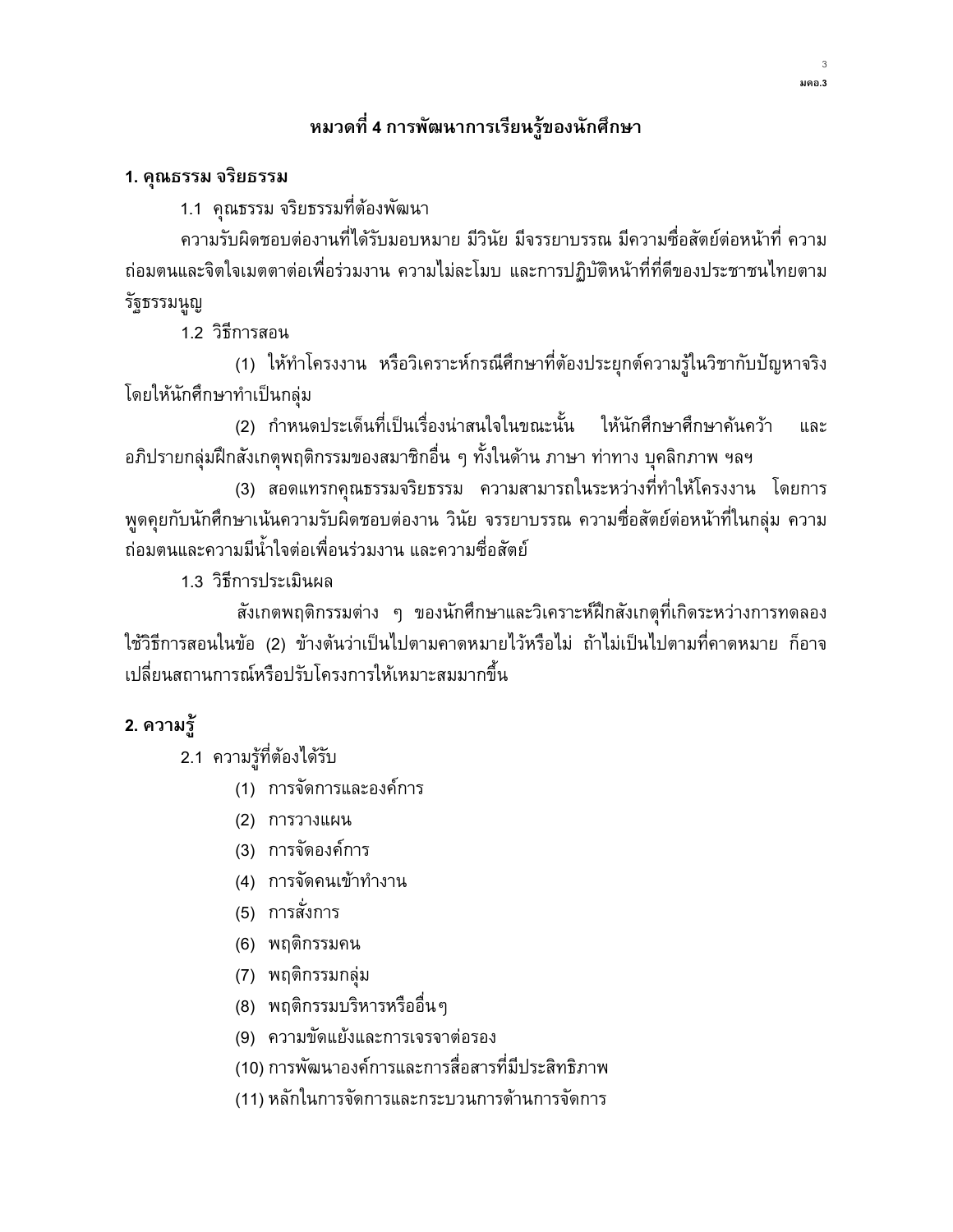## หมวดที่ 4 การพัฒนาการเรียนรู้ของนักศึกษา

### 1. คุณธรรม จริยธรรม

1.1 คุณธรรม จริยธรรมที่ต้องพัฒนา

ความรับผิดชอบต่องานที่ได้รับมอบหมาย มีวินัย มีจรรยาบรรณ มีความซื่อสัตย์ต่อหน้าที่ ความถ่อมตนและจิตใจเมตตาต่อเพื่อร่วมงาน ความไม่ละโมบ และการปฏิบัติหน้าที่ที่ดีของประชาชนไทยตามรัฐธรรมนูญ

1.2 วิธีการสอน

(1) ให้ทำโครงงาน หรือวิเคราะห์กรณีศึกษาที่ต้องประยุกต์ความรู้ในวิชากับปัญหาจริง โดยให้นักศึกษาทำเป็นกลุ่ม

(2) กำหนดประเด็นที่เป็นเรื่องน่าสนใจในขณะนั้น ให้นักศึกษาศึกษาค้นคว้า และอภิปรายกลุ่มฝึกสังเกตุพฤติกรรมของสมาชิกอื่น ๆ ทั้งในด้าน ภาษา ท่าทาง บุคลิกภาพ ฯลฯ

(3) สอดแทรกคุณธรรมจริยธรรม ความสามารถในระหว่างที่ทำให้โครงงาน โดยการพูดคุยกับนักศึกษาเน้นความรับผิดชอบต่องาน วินัย จรรยาบรรณ ความซื่อสัตย์ต่อหน้าที่ในกลุ่ม ความถ่อมตนและความมีน้ำใจต่อเพื่อนร่วมงาน และความซื่อสัตย์

1.3 วิธีการประเมินผล

สังเกตพฤติกรรมต่าง ๆ ของนักศึกษาและวิเคราะห์ฝึกสังเกตุที่เกิดระหว่างการทดลองใช้วิธีการสอนในข้อ (2) ข้างต้นว่าเป็นไปตามคาดหมายไว้หรือไม่ ถ้าไม่เป็นไปตามที่คาดหมาย ก็อาจเปลี่ยนสถานการณ์หรือปรับโครงการให้เหมาะสมมากขึ้น

### 2. ความรู้

2.1 ความรู้ที่ต้องได้รับ

(1) การจัดการและองค์การ
(2) การวางแผน
(3) การจัดองค์การ
(4) การจัดคนเข้าทำงาน
(5) การสั่งการ
(6) พฤติกรรมคน
(7) พฤติกรรมกลุ่ม
(8) พฤติกรรมบริหารหรืออื่นๆ
(9) ความขัดแย้งและการเจรจาต่อรอง
(10) การพัฒนาองค์การและการสื่อสารที่มีประสิทธิภาพ
(11) หลักในการจัดการและกระบวนการด้านการจัดการ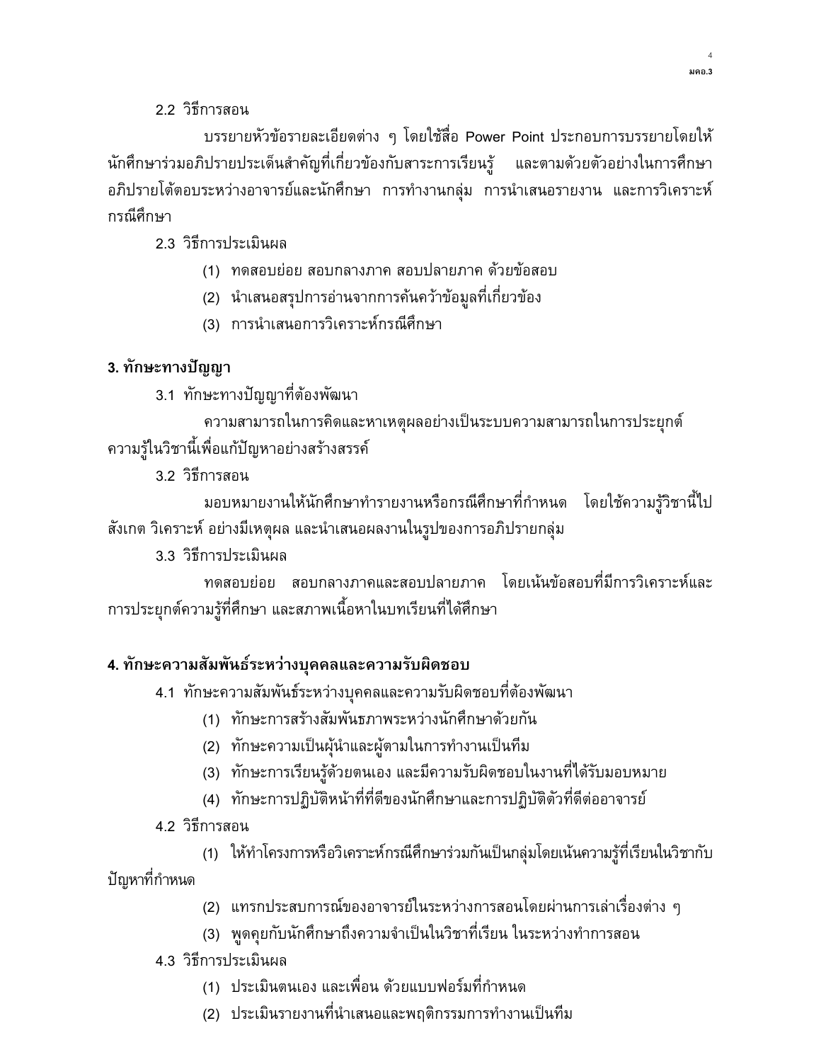2.2 วิธีการสอน

บรรยายหัวข้อรายละเอียดต่าง ๆ โดยใช้สื่อ Power Point ประกอบการบรรยายโดยให้นักศึกษาร่วมอภิปรายประเด็นสำคัญที่เกี่ยวข้องกับสาระการเรียนรู้ และตามด้วยตัวอย่างในการศึกษา อภิปรายโต้ตอบระหว่างอาจารย์และนักศึกษา การทำงานกลุ่ม การนำเสนอรายงาน และการวิเคราะห์กรณีศึกษา

2.3 วิธีการประเมินผล

(1) ทดสอบย่อย สอบกลางภาค สอบปลายภาค ด้วยข้อสอบ
(2) นำเสนอสรุปการอ่านจากการค้นคว้าข้อมูลที่เกี่ยวข้อง
(3) การนำเสนอการวิเคราะห์กรณีศึกษา

**3. ทักษะทางปัญญา**

3.1 ทักษะทางปัญญาที่ต้องพัฒนา

ความสามารถในการคิดและหาเหตุผลอย่างเป็นระบบความสามารถในการประยุกต์ความรู้ในวิชานี้เพื่อแก้ปัญหาอย่างสร้างสรรค์

3.2 วิธีการสอน

มอบหมายงานให้นักศึกษาทำรายงานหรือกรณีศึกษาที่กำหนด โดยใช้ความรู้วิชานี้ไปสังเกต วิเคราะห์ อย่างมีเหตุผล และนำเสนอผลงานในรูปของการอภิปรายกลุ่ม

3.3 วิธีการประเมินผล

ทดสอบย่อย สอบกลางภาคและสอบปลายภาค โดยเน้นข้อสอบที่มีการวิเคราะห์และการประยุกต์ความรู้ที่ศึกษา และสภาพเนื้อหาในบทเรียนที่ได้ศึกษา

**4. ทักษะความสัมพันธ์ระหว่างบุคคลและความรับผิดชอบ**

4.1 ทักษะความสัมพันธ์ระหว่างบุคคลและความรับผิดชอบที่ต้องพัฒนา

(1) ทักษะการสร้างสัมพันธภาพระหว่างนักศึกษาด้วยกัน
(2) ทักษะความเป็นผู้นำและผู้ตามในการทำงานเป็นทีม
(3) ทักษะการเรียนรู้ด้วยตนเอง และมีความรับผิดชอบในงานที่ได้รับมอบหมาย
(4) ทักษะการปฏิบัติหน้าที่ที่ดีของนักศึกษาและการปฏิบัติตัวที่ดีต่ออาจารย์

4.2 วิธีการสอน

(1) ให้ทำโครงการหรือวิเคราะห์กรณีศึกษาร่วมกันเป็นกลุ่มโดยเน้นความรู้ที่เรียนในวิชากับปัญหาที่กำหนด
(2) แทรกประสบการณ์ของอาจารย์ในระหว่างการสอนโดยผ่านการเล่าเรื่องต่าง ๆ
(3) พูดคุยกับนักศึกษาถึงความจำเป็นในวิชาที่เรียน ในระหว่างทำการสอน

4.3 วิธีการประเมินผล

(1) ประเมินตนเอง และเพื่อน ด้วยแบบฟอร์มที่กำหนด
(2) ประเมินรายงานที่นำเสนอและพฤติกรรมการทำงานเป็นทีม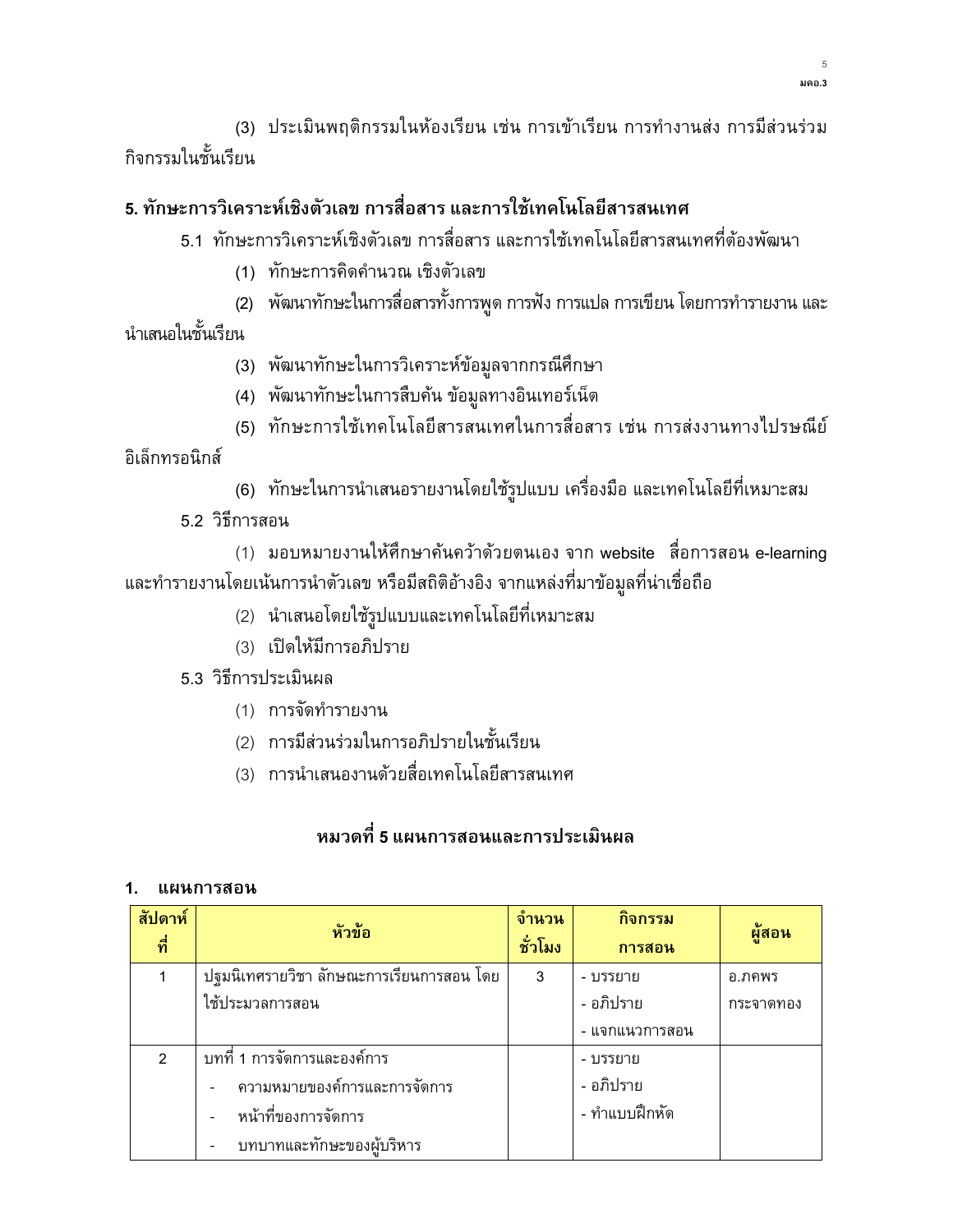(3) ประเมินพฤติกรรมในห้องเรียน เช่น การเข้าเรียน การทำงานส่ง การมีส่วนร่วมกิจกรรมในชั้นเรียน

## 5. ทักษะการวิเคราะห์เชิงตัวเลข การสื่อสาร และการใช้เทคโนโลยีสารสนเทศ

5.1 ทักษะการวิเคราะห์เชิงตัวเลข การสื่อสาร และการใช้เทคโนโลยีสารสนเทศที่ต้องพัฒนา

(1) ทักษะการคิดคำนวณ เชิงตัวเลข

(2) พัฒนาทักษะในการสื่อสารทั้งการพูด การฟัง การแปล การเขียน โดยการทำรายงาน และนำเสนอในชั้นเรียน

(3) พัฒนาทักษะในการวิเคราะห์ข้อมูลจากกรณีศึกษา

(4) พัฒนาทักษะในการสืบค้น ข้อมูลทางอินเทอร์เน็ต

(5) ทักษะการใช้เทคโนโลยีสารสนเทศในการสื่อสาร เช่น การส่งงานทางไปรษณีย์อิเล็กทรอนิกส์

(6) ทักษะในการนำเสนอรายงานโดยใช้รูปแบบ เครื่องมือ และเทคโนโลยีที่เหมาะสม

5.2 วิธีการสอน

(1) มอบหมายงานให้ศึกษาค้นคว้าด้วยตนเอง จาก website สื่อการสอน e-learning และทำรายงานโดยเน้นการนำตัวเลข หรือมีสถิติอ้างอิง จากแหล่งที่มาข้อมูลที่น่าเชื่อถือ

(2) นำเสนอโดยใช้รูปแบบและเทคโนโลยีที่เหมาะสม

(3) เปิดให้มีการอภิปราย

5.3 วิธีการประเมินผล

(1) การจัดทำรายงาน

(2) การมีส่วนร่วมในการอภิปรายในชั้นเรียน

(3) การนำเสนองานด้วยสื่อเทคโนโลยีสารสนเทศ

# หมวดที่ 5 แผนการสอนและการประเมินผล

## 1. แผนการสอน

| สัปดาห์ที่ | หัวข้อ | จำนวนชั่วโมง | กิจกรรมการสอน | ผู้สอน |
|---|---|---|---|---|
| 1 | ปฐมนิเทศรายวิชา ลักษณะการเรียนการสอน โดยใช้ประมวลการสอน | 3 | - บรรยาย<br>- อภิปราย<br>- แจกแนวการสอน | อ.ภคพร กระจาดทอง |
| 2 | บทที่ 1 การจัดการและองค์การ<br>- ความหมายขององค์การและการจัดการ<br>- หน้าที่ของการจัดการ<br>- บทบาทและทักษะของผู้บริหาร | | - บรรยาย<br>- อภิปราย<br>- ทำแบบฝึกหัด | |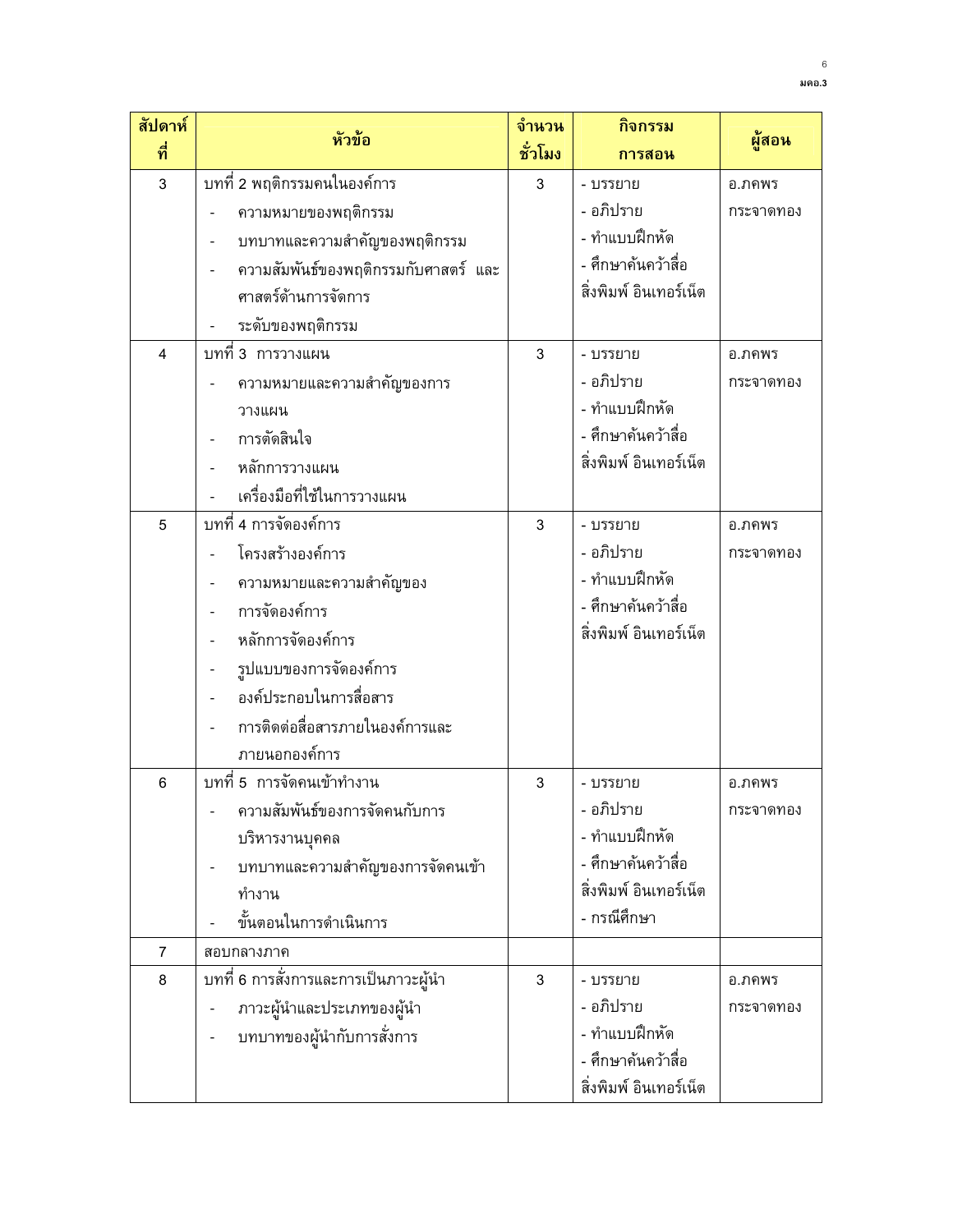| สัปดาห์ที่ | หัวข้อ | จำนวนชั่วโมง | กิจกรรมการสอน | ผู้สอน |
|---|---|---|---|---|
| 3 | บทที่ 2 พฤติกรรมคนในองค์การ<br>- ความหมายของพฤติกรรม<br>- บทบาทและความสำคัญของพฤติกรรม<br>- ความสัมพันธ์ของพฤติกรรมกับศาสตร์ และศาสตร์ด้านการจัดการ<br>- ระดับของพฤติกรรม | 3 | - บรรยาย<br>- อภิปราย<br>- ทำแบบฝึกหัด<br>- ศึกษาค้นคว้าสื่อสิ่งพิมพ์ อินเทอร์เน็ต | อ.ภคพร กระจาดทอง |
| 4 | บทที่ 3 การวางแผน<br>- ความหมายและความสำคัญของการวางแผน<br>- การตัดสินใจ<br>- หลักการวางแผน<br>- เครื่องมือที่ใช้ในการวางแผน | 3 | - บรรยาย<br>- อภิปราย<br>- ทำแบบฝึกหัด<br>- ศึกษาค้นคว้าสื่อสิ่งพิมพ์ อินเทอร์เน็ต | อ.ภคพร กระจาดทอง |
| 5 | บทที่ 4 การจัดองค์การ<br>- โครงสร้างองค์การ<br>- ความหมายและความสำคัญของ<br>- การจัดองค์การ<br>- หลักการจัดองค์การ<br>- รูปแบบของการจัดองค์การ<br>- องค์ประกอบในการสื่อสาร<br>- การติดต่อสื่อสารภายในองค์การและภายนอกองค์การ | 3 | - บรรยาย<br>- อภิปราย<br>- ทำแบบฝึกหัด<br>- ศึกษาค้นคว้าสื่อสิ่งพิมพ์ อินเทอร์เน็ต | อ.ภคพร กระจาดทอง |
| 6 | บทที่ 5 การจัดคนเข้าทำงาน<br>- ความสัมพันธ์ของการจัดคนกับการบริหารงานบุคคล<br>- บทบาทและความสำคัญของการจัดคนเข้าทำงาน<br>- ขั้นตอนในการดำเนินการ | 3 | - บรรยาย<br>- อภิปราย<br>- ทำแบบฝึกหัด<br>- ศึกษาค้นคว้าสื่อสิ่งพิมพ์ อินเทอร์เน็ต<br>- กรณีศึกษา | อ.ภคพร กระจาดทอง |
| 7 | สอบกลางภาค | | | |
| 8 | บทที่ 6 การสั่งการและการเป็นภาวะผู้นำ<br>- ภาวะผู้นำและประเภทของผู้นำ<br>- บทบาทของผู้นำกับการสั่งการ | 3 | - บรรยาย<br>- อภิปราย<br>- ทำแบบฝึกหัด<br>- ศึกษาค้นคว้าสื่อสิ่งพิมพ์ อินเทอร์เน็ต | อ.ภคพร กระจาดทอง |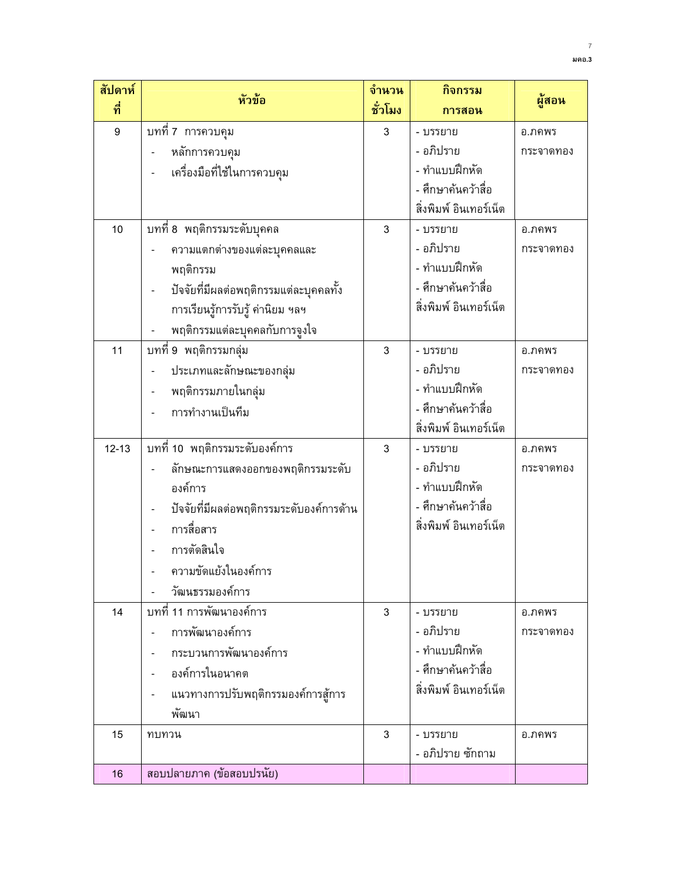| สัปดาห์ที่ | หัวข้อ | จำนวนชั่วโมง | กิจกรรมการสอน | ผู้สอน |
|---|---|---|---|---|
| 9 | บทที่ 7 การควบคุม<br>- หลักการควบคุม<br>- เครื่องมือที่ใช้ในการควบคุม | 3 | - บรรยาย<br>- อภิปราย<br>- ทำแบบฝึกหัด<br>- ศึกษาค้นคว้าสื่อสิ่งพิมพ์ อินเทอร์เน็ต | อ.ภคพร กระจาดทอง |
| 10 | บทที่ 8 พฤติกรรมระดับบุคคล<br>- ความแตกต่างของแต่ละบุคคลและพฤติกรรม<br>- ปัจจัยที่มีผลต่อพฤติกรรมแต่ละบุคคลทั้งการเรียนรู้การรับรู้ ค่านิยม ฯลฯ<br>- พฤติกรรมแต่ละบุคคลกับการจูงใจ | 3 | - บรรยาย<br>- อภิปราย<br>- ทำแบบฝึกหัด<br>- ศึกษาค้นคว้าสื่อสิ่งพิมพ์ อินเทอร์เน็ต | อ.ภคพร กระจาดทอง |
| 11 | บทที่ 9 พฤติกรรมกลุ่ม<br>- ประเภทและลักษณะของกลุ่ม<br>- พฤติกรรมภายในกลุ่ม<br>- การทำงานเป็นทีม | 3 | - บรรยาย<br>- อภิปราย<br>- ทำแบบฝึกหัด<br>- ศึกษาค้นคว้าสื่อสิ่งพิมพ์ อินเทอร์เน็ต | อ.ภคพร กระจาดทอง |
| 12-13 | บทที่ 10 พฤติกรรมระดับองค์การ<br>- ลักษณะการแสดงออกของพฤติกรรมระดับองค์การ<br>- ปัจจัยที่มีผลต่อพฤติกรรมระดับองค์การด้าน<br>- การสื่อสาร<br>- การตัดสินใจ<br>- ความขัดแย้งในองค์การ<br>- วัฒนธรรมองค์การ | 3 | - บรรยาย<br>- อภิปราย<br>- ทำแบบฝึกหัด<br>- ศึกษาค้นคว้าสื่อสิ่งพิมพ์ อินเทอร์เน็ต | อ.ภคพร กระจาดทอง |
| 14 | บทที่ 11 การพัฒนาองค์การ<br>- การพัฒนาองค์การ<br>- กระบวนการพัฒนาองค์การ<br>- องค์การในอนาคต<br>- แนวทางการปรับพฤติกรรมองค์การสู่การพัฒนา | 3 | - บรรยาย<br>- อภิปราย<br>- ทำแบบฝึกหัด<br>- ศึกษาค้นคว้าสื่อสิ่งพิมพ์ อินเทอร์เน็ต | อ.ภคพร กระจาดทอง |
| 15 | ทบทวน | 3 | - บรรยาย<br>- อภิปราย ซักถาม | อ.ภคพร |
| 16 | สอบปลายภาค (ข้อสอบปรนัย) | | | |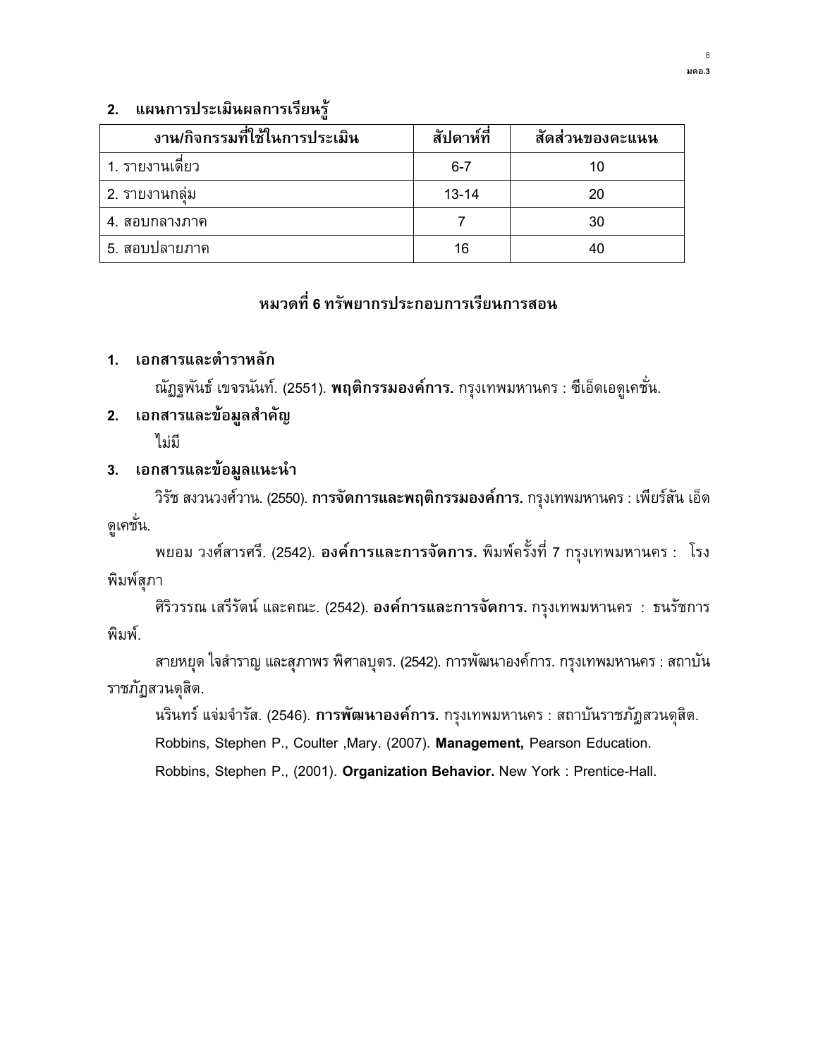## 2. แผนการประเมินผลการเรียนรู้

| งาน/กิจกรรมที่ใช้ในการประเมิน | สัปดาห์ที่ | สัดส่วนของคะแนน |
|---|---|---|
| 1. รายงานเดี่ยว | 6-7 | 10 |
| 2. รายงานกลุ่ม | 13-14 | 20 |
| 4. สอบกลางภาค | 7 | 30 |
| 5. สอบปลายภาค | 16 | 40 |

# หมวดที่ 6 ทรัพยากรประกอบการเรียนการสอน

## 1. เอกสารและตำราหลัก

ณัฏฐพันธ์ เขจรนันท์. (2551). **พฤติกรรมองค์การ.** กรุงเทพมหานคร : ซีเอ็ดเอดูเคชั่น.

## 2. เอกสารและข้อมูลสำคัญ

ไม่มี

## 3. เอกสารและข้อมูลแนะนำ

วิรัช สงวนวงศ์วาน. (2550). **การจัดการและพฤติกรรมองค์การ.** กรุงเทพมหานคร : เพียร์สัน เอ็ดดูเคชั่น.

พยอม วงศ์สารศรี. (2542). **องค์การและการจัดการ.** พิมพ์ครั้งที่ 7 กรุงเทพมหานคร : โรงพิมพ์สุภา

ศิริวรรณ เสรีรัตน์ และคณะ. (2542). **องค์การและการจัดการ.** กรุงเทพมหานคร : ธนรัชการพิมพ์.

สายหยุด ใจสำราญ และสุภาพร พิศาลบุตร. (2542). การพัฒนาองค์การ. กรุงเทพมหานคร : สถาบันราชภัฏสวนดุสิต.

นรินทร์ แจ่มจำรัส. (2546). **การพัฒนาองค์การ.** กรุงเทพมหานคร : สถาบันราชภัฏสวนดุสิต.

Robbins, Stephen P., Coulter ,Mary. (2007). **Management,** Pearson Education.

Robbins, Stephen P., (2001). **Organization Behavior.** New York : Prentice-Hall.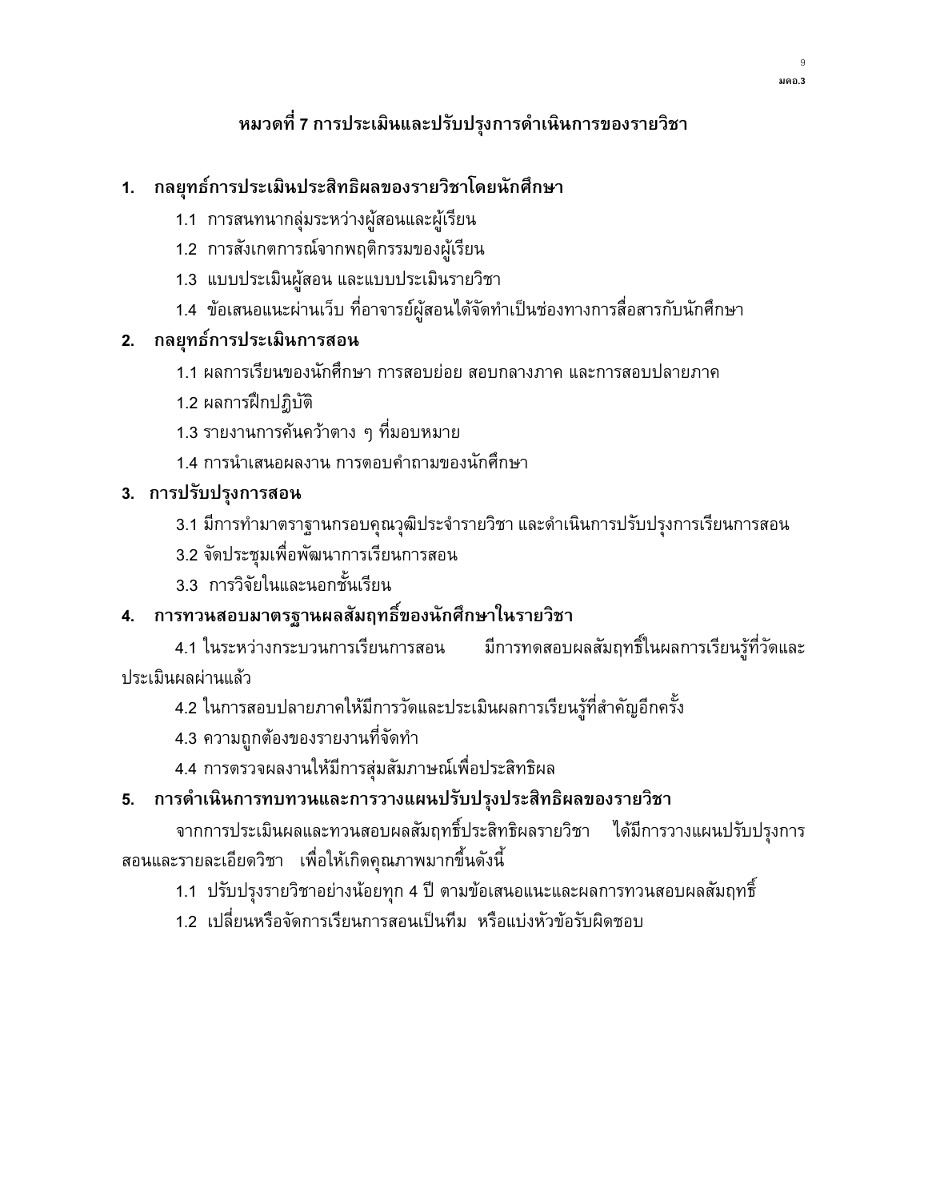## หมวดที่ 7 การประเมินและปรับปรุงการดำเนินการของรายวิชา

### 1. กลยุทธ์การประเมินประสิทธิผลของรายวิชาโดยนักศึกษา

1.1 การสนทนากลุ่มระหว่างผู้สอนและผู้เรียน

1.2 การสังเกตการณ์จากพฤติกรรมของผู้เรียน

1.3 แบบประเมินผู้สอน และแบบประเมินรายวิชา

1.4 ข้อเสนอแนะผ่านเว็บ ที่อาจารย์ผู้สอนได้จัดทำเป็นช่องทางการสื่อสารกับนักศึกษา

### 2. กลยุทธ์การประเมินการสอน

1.1 ผลการเรียนของนักศึกษา การสอบย่อย สอบกลางภาค และการสอบปลายภาค

1.2 ผลการฝึกปฏิบัติ

1.3 รายงานการค้นคว้าต่าง ๆ ที่มอบหมาย

1.4 การนำเสนอผลงาน การตอบคำถามของนักศึกษา

### 3. การปรับปรุงการสอน

3.1 มีการทำมาตราฐานกรอบคุณวุฒิประจำรายวิชา และดำเนินการปรับปรุงการเรียนการสอน

3.2 จัดประชุมเพื่อพัฒนาการเรียนการสอน

3.3 การวิจัยในและนอกชั้นเรียน

### 4. การทวนสอบมาตรฐานผลสัมฤทธิ์ของนักศึกษาในรายวิชา

4.1 ในระหว่างกระบวนการเรียนการสอน มีการทดสอบผลสัมฤทธิ์ในผลการเรียนรู้ที่วัดและประเมินผลผ่านแล้ว

4.2 ในการสอบปลายภาคให้มีการวัดและประเมินผลการเรียนรู้ที่สำคัญอีกครั้ง

4.3 ความถูกต้องของรายงานที่จัดทำ

4.4 การตรวจผลงานให้มีการสุ่มสัมภาษณ์เพื่อประสิทธิผล

### 5. การดำเนินการทบทวนและการวางแผนปรับปรุงประสิทธิผลของรายวิชา

จากการประเมินผลและทวนสอบผลสัมฤทธิ์ประสิทธิผลรายวิชา ได้มีการวางแผนปรับปรุงการสอนและรายละเอียดวิชา เพื่อให้เกิดคุณภาพมากขึ้นดังนี้

1.1 ปรับปรุงรายวิชาอย่างน้อยทุก 4 ปี ตามข้อเสนอแนะและผลการทวนสอบผลสัมฤทธิ์

1.2 เปลี่ยนหรือจัดการเรียนการสอนเป็นทีม หรือแบ่งหัวข้อรับผิดชอบ